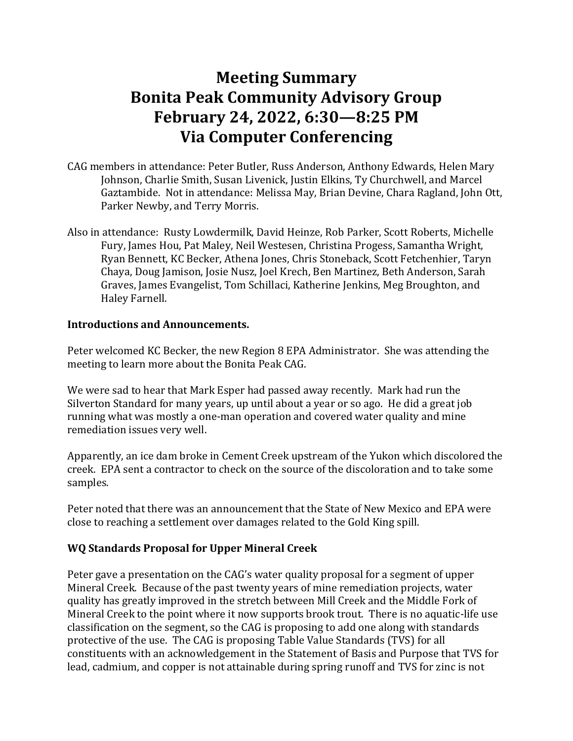# Meeting Summary
# Bonita Peak Community Advisory Group
# February 24, 2022, 6:30—8:25 PM
# Via Computer Conferencing

CAG members in attendance: Peter Butler, Russ Anderson, Anthony Edwards, Helen Mary Johnson, Charlie Smith, Susan Livenick, Justin Elkins, Ty Churchwell, and Marcel Gaztambide. Not in attendance: Melissa May, Brian Devine, Chara Ragland, John Ott, Parker Newby, and Terry Morris.

Also in attendance: Rusty Lowdermilk, David Heinze, Rob Parker, Scott Roberts, Michelle Fury, James Hou, Pat Maley, Neil Westesen, Christina Progess, Samantha Wright, Ryan Bennett, KC Becker, Athena Jones, Chris Stoneback, Scott Fetchenhier, Taryn Chaya, Doug Jamison, Josie Nusz, Joel Krech, Ben Martinez, Beth Anderson, Sarah Graves, James Evangelist, Tom Schillaci, Katherine Jenkins, Meg Broughton, and Haley Farnell.

**Introductions and Announcements.**

Peter welcomed KC Becker, the new Region 8 EPA Administrator. She was attending the meeting to learn more about the Bonita Peak CAG.

We were sad to hear that Mark Esper had passed away recently. Mark had run the Silverton Standard for many years, up until about a year or so ago. He did a great job running what was mostly a one-man operation and covered water quality and mine remediation issues very well.

Apparently, an ice dam broke in Cement Creek upstream of the Yukon which discolored the creek. EPA sent a contractor to check on the source of the discoloration and to take some samples.

Peter noted that there was an announcement that the State of New Mexico and EPA were close to reaching a settlement over damages related to the Gold King spill.

**WQ Standards Proposal for Upper Mineral Creek**

Peter gave a presentation on the CAG's water quality proposal for a segment of upper Mineral Creek. Because of the past twenty years of mine remediation projects, water quality has greatly improved in the stretch between Mill Creek and the Middle Fork of Mineral Creek to the point where it now supports brook trout. There is no aquatic-life use classification on the segment, so the CAG is proposing to add one along with standards protective of the use. The CAG is proposing Table Value Standards (TVS) for all constituents with an acknowledgement in the Statement of Basis and Purpose that TVS for lead, cadmium, and copper is not attainable during spring runoff and TVS for zinc is not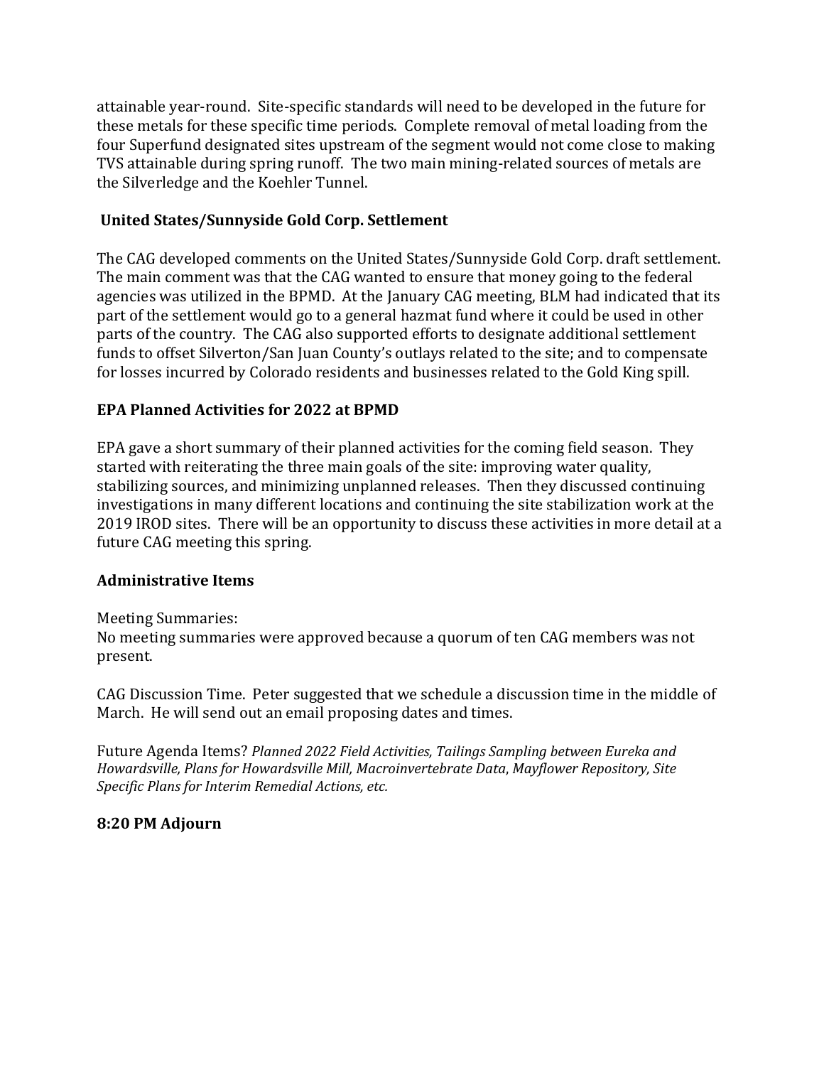attainable year-round. Site-specific standards will need to be developed in the future for these metals for these specific time periods. Complete removal of metal loading from the four Superfund designated sites upstream of the segment would not come close to making TVS attainable during spring runoff. The two main mining-related sources of metals are the Silverledge and the Koehler Tunnel.

## United States/Sunnyside Gold Corp. Settlement

The CAG developed comments on the United States/Sunnyside Gold Corp. draft settlement. The main comment was that the CAG wanted to ensure that money going to the federal agencies was utilized in the BPMD. At the January CAG meeting, BLM had indicated that its part of the settlement would go to a general hazmat fund where it could be used in other parts of the country. The CAG also supported efforts to designate additional settlement funds to offset Silverton/San Juan County's outlays related to the site; and to compensate for losses incurred by Colorado residents and businesses related to the Gold King spill.

## EPA Planned Activities for 2022 at BPMD

EPA gave a short summary of their planned activities for the coming field season. They started with reiterating the three main goals of the site: improving water quality, stabilizing sources, and minimizing unplanned releases. Then they discussed continuing investigations in many different locations and continuing the site stabilization work at the 2019 IROD sites. There will be an opportunity to discuss these activities in more detail at a future CAG meeting this spring.

## Administrative Items

Meeting Summaries:
No meeting summaries were approved because a quorum of ten CAG members was not present.

CAG Discussion Time. Peter suggested that we schedule a discussion time in the middle of March. He will send out an email proposing dates and times.

Future Agenda Items? *Planned 2022 Field Activities, Tailings Sampling between Eureka and Howardsville, Plans for Howardsville Mill, Macroinvertebrate Data, Mayflower Repository, Site Specific Plans for Interim Remedial Actions, etc.*

## 8:20 PM Adjourn